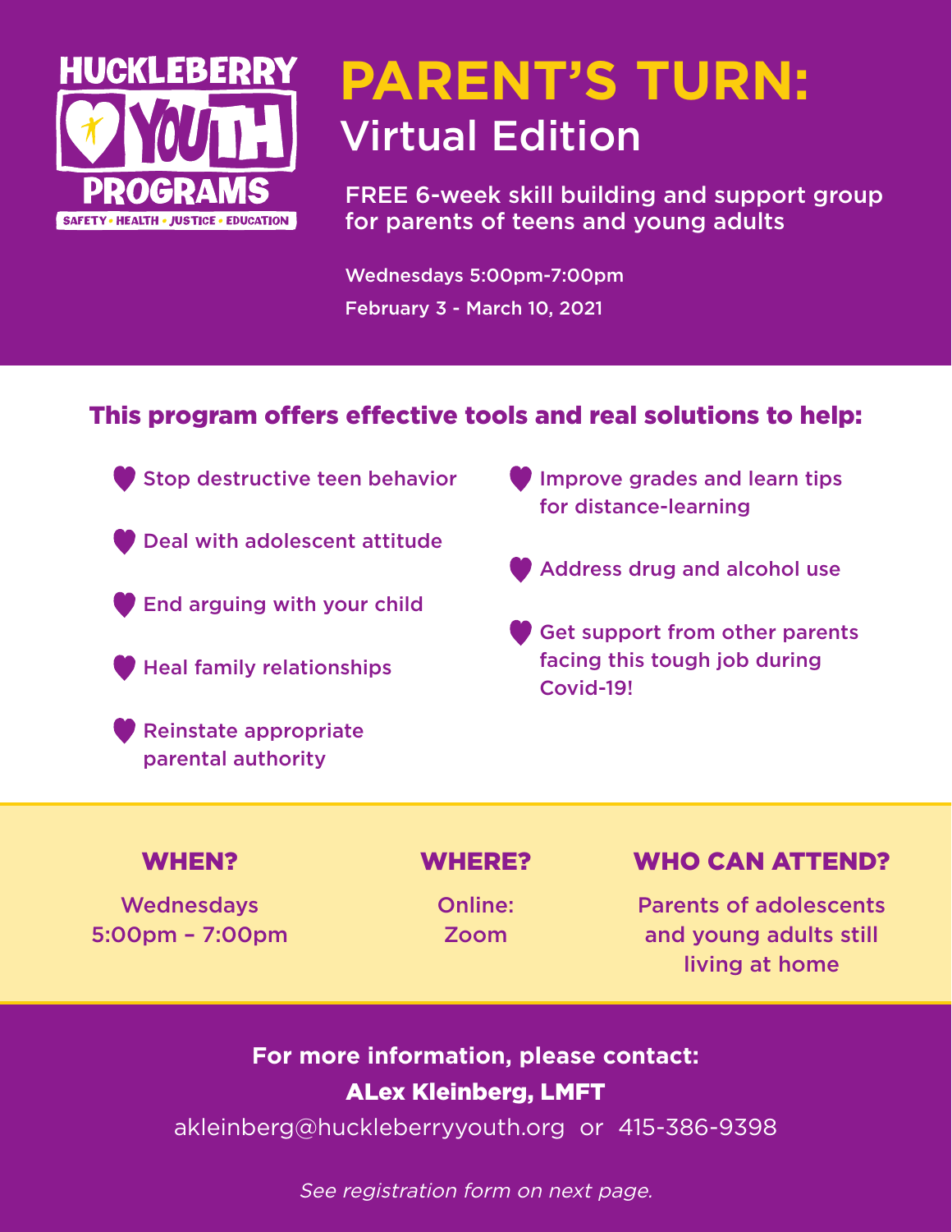HUCKLEBERRY YOUTH PROGRAMS

SAFETY • HEALTH • JUSTICE • EDUCATION

# PARENT'S TURN: Virtual Edition

FREE 6-week skill building and support group for parents of teens and young adults

Wednesdays 5:00pm-7:00pm

February 3 - March 10, 2021

## This program offers effective tools and real solutions to help:

- Stop destructive teen behavior
- Deal with adolescent attitude
- End arguing with your child
- Heal family relationships
- Reinstate appropriate parental authority
- Improve grades and learn tips for distance-learning
- Address drug and alcohol use
- Get support from other parents facing this tough job during Covid-19!

### WHEN?

Wednesdays 5:00pm – 7:00pm

### WHERE?

Online: Zoom

### WHO CAN ATTEND?

Parents of adolescents and young adults still living at home

**For more information, please contact:**

**ALex Kleinberg, LMFT**

akleinberg@huckleberryyouth.org or 415-386-9398

*See registration form on next page.*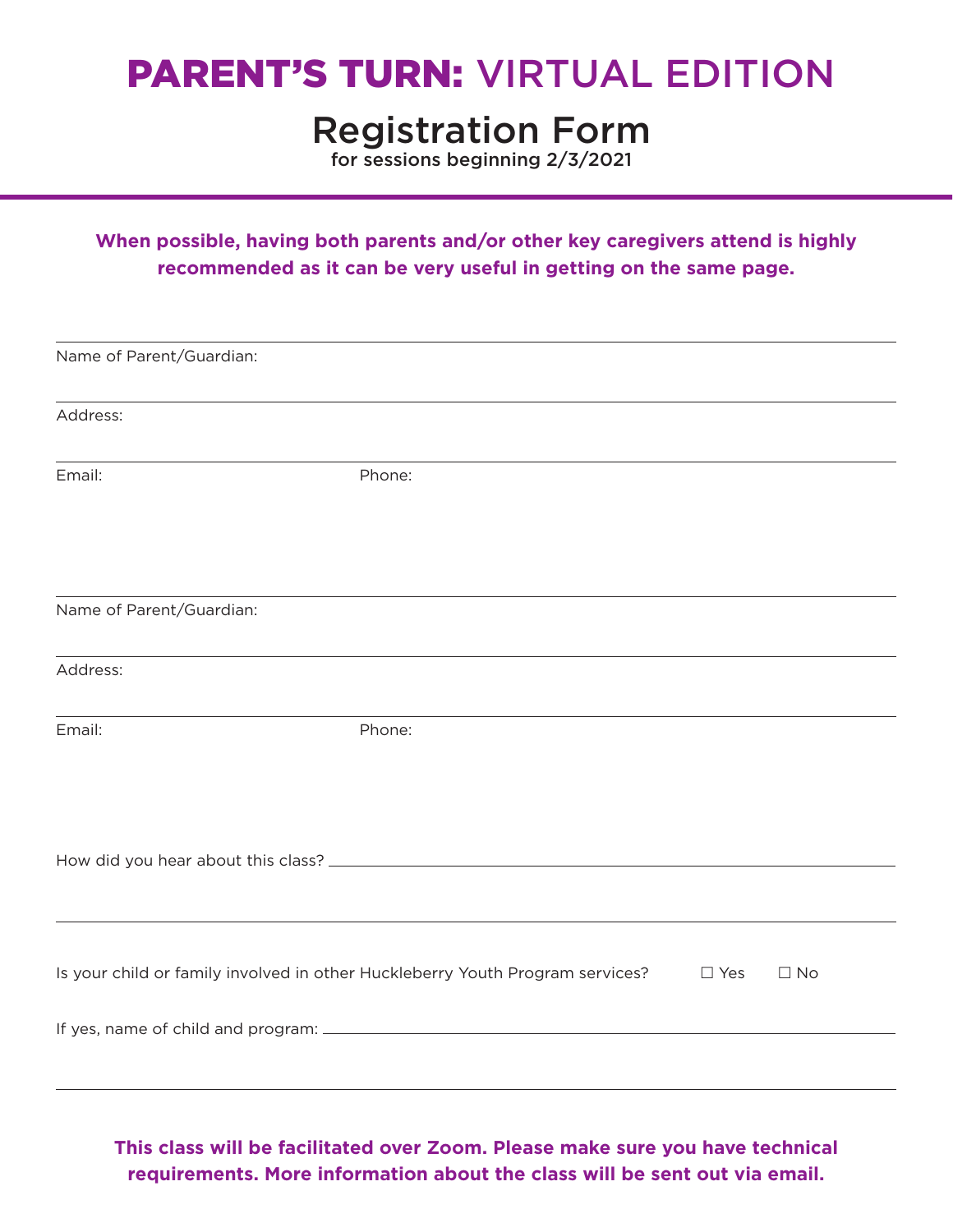# **PARENT'S TURN:** VIRTUAL EDITION

## Registration Form

for sessions beginning 2/3/2021

**When possible, having both parents and/or other key caregivers attend is highly recommended as it can be very useful in getting on the same page.**

Name of Parent/Guardian:

Address:

Email: Phone:

Name of Parent/Guardian:

Address:

Email: Phone:

How did you hear about this class? ___________________________________________

Is your child or family involved in other Huckleberry Youth Program services? ☐ Yes ☐ No

If yes, name of child and program: ___________________________________________

**This class will be facilitated over Zoom. Please make sure you have technical requirements. More information about the class will be sent out via email.**